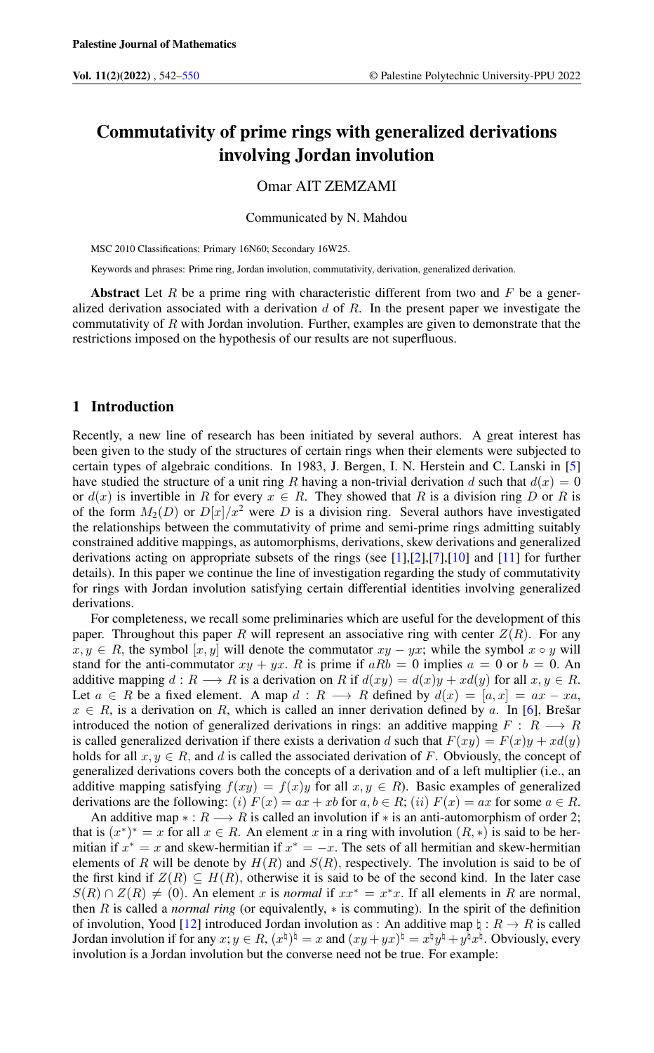Palestine Journal of Mathematics

# Commutativity of prime rings with generalized derivations involving Jordan involution

Omar AIT ZEMZAMI

Communicated by N. Mahdou

MSC 2010 Classifications: Primary 16N60; Secondary 16W25.

Keywords and phrases: Prime ring, Jordan involution, commutativity, derivation, generalized derivation.

**Abstract** Let $R$ be a prime ring with characteristic different from two and $F$ be a generalized derivation associated with a derivation $d$ of $R$. In the present paper we investigate the commutativity of $R$ with Jordan involution. Further, examples are given to demonstrate that the restrictions imposed on the hypothesis of our results are not superfluous.

## 1 Introduction

Recently, a new line of research has been initiated by several authors. A great interest has been given to the study of the structures of certain rings when their elements were subjected to certain types of algebraic conditions. In 1983, J. Bergen, I. N. Herstein and C. Lanski in [5] have studied the structure of a unit ring $R$ having a non-trivial derivation $d$ such that $d(x) = 0$ or $d(x)$ is invertible in $R$ for every $x \in R$. They showed that $R$ is a division ring $D$ or $R$ is of the form $M_2(D)$ or $D[x]/x^2$ where $D$ is a division ring. Several authors have investigated the relationships between the commutativity of prime and semi-prime rings admitting suitably constrained additive mappings, as automorphisms, derivations, skew derivations and generalized derivations acting on appropriate subsets of the rings (see [1],[2],[7],[10] and [11] for further details). In this paper we continue the line of investigation regarding the study of commutativity for rings with Jordan involution satisfying certain differential identities involving generalized derivations.

For completeness, we recall some preliminaries which are useful for the development of this paper. Throughout this paper $R$ will represent an associative ring with center $Z(R)$. For any $x, y \in R$, the symbol $[x, y]$ will denote the commutator $xy - yx$; while the symbol $x \circ y$ will stand for the anti-commutator $xy + yx$. $R$ is prime if $aRb = 0$ implies $a = 0$ or $b = 0$. An additive mapping $d : R \longrightarrow R$ is a derivation on $R$ if $d(xy) = d(x)y + xd(y)$ for all $x, y \in R$. Let $a \in R$ be a fixed element. A map $d : R \longrightarrow R$ defined by $d(x) = [a, x] = ax - xa$, $x \in R$, is a derivation on $R$, which is called an inner derivation defined by $a$. In [6], Brešar introduced the notion of generalized derivations in rings: an additive mapping $F : R \longrightarrow R$ is called generalized derivation if there exists a derivation $d$ such that $F(xy) = F(x)y + xd(y)$ holds for all $x, y \in R$, and $d$ is called the associated derivation of $F$. Obviously, the concept of generalized derivations covers both the concepts of a derivation and of a left multiplier (i.e., an additive mapping satisfying $f(xy) = f(x)y$ for all $x, y \in R$). Basic examples of generalized derivations are the following: $(i)$ $F(x) = ax + xb$ for $a, b \in R$; $(ii)$ $F(x) = ax$ for some $a \in R$.

An additive map $* : R \longrightarrow R$ is called an involution if $*$ is an anti-automorphism of order 2; that is $(x^*)^* = x$ for all $x \in R$. An element $x$ in a ring with involution $(R, *)$ is said to be hermitian if $x^* = x$ and skew-hermitian if $x^* = -x$. The sets of all hermitian and skew-hermitian elements of $R$ will be denote by $H(R)$ and $S(R)$, respectively. The involution is said to be of the first kind if $Z(R) \subseteq H(R)$, otherwise it is said to be of the second kind. In the later case $S(R) \cap Z(R) \neq (0)$. An element $x$ is *normal* if $xx^* = x^*x$. If all elements in $R$ are normal, then $R$ is called a *normal ring* (or equivalently, $*$ is commuting). In the spirit of the definition of involution, Yood [12] introduced Jordan involution as : An additive map $\natural : R \to R$ is called Jordan involution if for any $x; y \in R$, $(x^\natural)^\natural = x$ and $(xy + yx)^\natural = x^\natural y^\natural + y^\natural x^\natural$. Obviously, every involution is a Jordan involution but the converse need not be true. For example: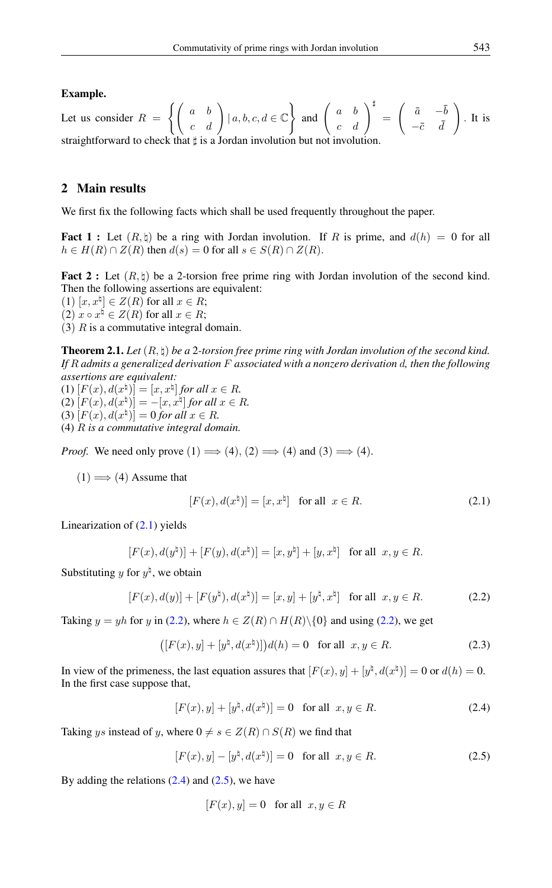**Example.**

Let us consider $R = \left\{ \begin{pmatrix} a & b \\ c & d \end{pmatrix} \mid a, b, c, d \in \mathbb{C} \right\}$ and $\begin{pmatrix} a & b \\ c & d \end{pmatrix}^{\sharp} = \begin{pmatrix} \bar{a} & -\bar{b} \\ -\bar{c} & \bar{d} \end{pmatrix}$. It is straightforward to check that $\sharp$ is a Jordan involution but not involution.

## 2 Main results

We first fix the following facts which shall be used frequently throughout the paper.

**Fact 1 :** Let $(R, \natural)$ be a ring with Jordan involution. If $R$ is prime, and $d(h) = 0$ for all $h \in H(R) \cap Z(R)$ then $d(s) = 0$ for all $s \in S(R) \cap Z(R)$.

**Fact 2 :** Let $(R, \natural)$ be a 2-torsion free prime ring with Jordan involution of the second kind. Then the following assertions are equivalent:
(1) $[x, x^{\natural}] \in Z(R)$ for all $x \in R$;
(2) $x \circ x^{\natural} \in Z(R)$ for all $x \in R$;
(3) $R$ is a commutative integral domain.

**Theorem 2.1.** *Let $(R, \natural)$ be a 2-torsion free prime ring with Jordan involution of the second kind. If $R$ admits a generalized derivation $F$ associated with a nonzero derivation $d$, then the following assertions are equivalent:*
(1) $[F(x), d(x^{\natural})] = [x, x^{\natural}]$ *for all* $x \in R$.
(2) $[F(x), d(x^{\natural})] = -[x, x^{\natural}]$ *for all* $x \in R$.
(3) $[F(x), d(x^{\natural})] = 0$ *for all* $x \in R$.
(4) *$R$ is a commutative integral domain.*

*Proof.* We need only prove (1) $\Longrightarrow$ (4), (2) $\Longrightarrow$ (4) and (3) $\Longrightarrow$ (4).

(1) $\Longrightarrow$ (4) Assume that

$$[F(x), d(x^{\natural})] = [x, x^{\natural}] \quad \text{for all } x \in R. \tag{2.1}$$

Linearization of (2.1) yields

$$[F(x), d(y^{\natural})] + [F(y), d(x^{\natural})] = [x, y^{\natural}] + [y, x^{\natural}] \quad \text{for all } x, y \in R.$$

Substituting $y$ for $y^{\natural}$, we obtain

$$[F(x), d(y)] + [F(y^{\natural}), d(x^{\natural})] = [x, y] + [y^{\natural}, x^{\natural}] \quad \text{for all } x, y \in R. \tag{2.2}$$

Taking $y = yh$ for $y$ in (2.2), where $h \in Z(R) \cap H(R) \backslash \{0\}$ and using (2.2), we get

$$\big([F(x), y] + [y^{\natural}, d(x^{\natural})]\big) d(h) = 0 \quad \text{for all } x, y \in R. \tag{2.3}$$

In view of the primeness, the last equation assures that $[F(x), y] + [y^{\natural}, d(x^{\natural})] = 0$ or $d(h) = 0$. In the first case suppose that,

$$[F(x), y] + [y^{\natural}, d(x^{\natural})] = 0 \quad \text{for all } x, y \in R. \tag{2.4}$$

Taking $ys$ instead of $y$, where $0 \neq s \in Z(R) \cap S(R)$ we find that

$$[F(x), y] - [y^{\natural}, d(x^{\natural})] = 0 \quad \text{for all } x, y \in R. \tag{2.5}$$

By adding the relations (2.4) and (2.5), we have

$$[F(x), y] = 0 \quad \text{for all } x, y \in R$$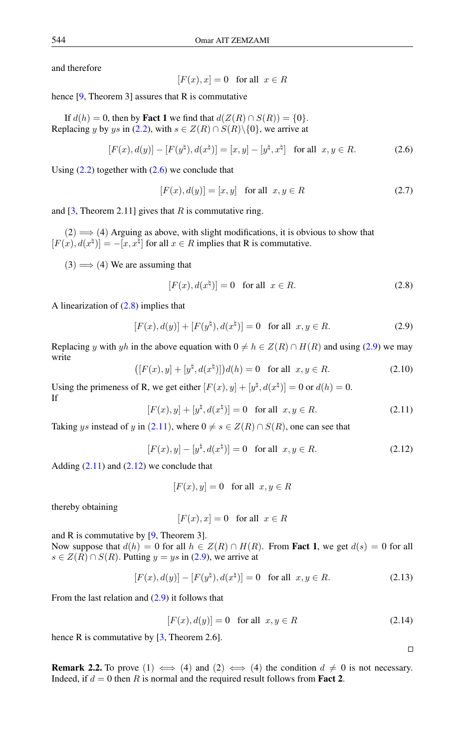and therefore

$$[F(x), x] = 0 \quad \text{for all} \quad x \in R$$

hence [9, Theorem 3] assures that R is commutative

If $d(h) = 0$, then by **Fact 1** we find that $d(Z(R) \cap S(R)) = \{0\}$. Replacing $y$ by $ys$ in (2.2), with $s \in Z(R) \cap S(R) \backslash \{0\}$, we arrive at

$$[F(x), d(y)] - [F(y^{\natural}), d(x^{\natural})] = [x, y] - [y^{\natural}, x^{\natural}] \quad \text{for all} \quad x, y \in R. \tag{2.6}$$

Using (2.2) together with (2.6) we conclude that

$$[F(x), d(y)] = [x, y] \quad \text{for all} \quad x, y \in R \tag{2.7}$$

and [3, Theorem 2.11] gives that $R$ is commutative ring.

(2) $\Longrightarrow$ (4) Arguing as above, with slight modifications, it is obvious to show that $[F(x), d(x^{\natural})] = -[x, x^{\natural}]$ for all $x \in R$ implies that R is commutative.

(3) $\Longrightarrow$ (4) We are assuming that

$$[F(x), d(x^{\natural})] = 0 \quad \text{for all} \quad x \in R. \tag{2.8}$$

A linearization of (2.8) implies that

$$[F(x), d(y)] + [F(y^{\natural}), d(x^{\natural})] = 0 \quad \text{for all} \quad x, y \in R. \tag{2.9}$$

Replacing $y$ with $yh$ in the above equation with $0 \neq h \in Z(R) \cap H(R)$ and using (2.9) we may write

$$\big([F(x), y] + [y^{\natural}, d(x^{\natural})]\big) d(h) = 0 \quad \text{for all} \quad x, y \in R. \tag{2.10}$$

Using the primeness of R, we get either $[F(x), y] + [y^{\natural}, d(x^{\natural})] = 0$ or $d(h) = 0$.
If

$$[F(x), y] + [y^{\natural}, d(x^{\natural})] = 0 \quad \text{for all} \quad x, y \in R. \tag{2.11}$$

Taking $ys$ instead of $y$ in (2.11), where $0 \neq s \in Z(R) \cap S(R)$, one can see that

$$[F(x), y] - [y^{\natural}, d(x^{\natural})] = 0 \quad \text{for all} \quad x, y \in R. \tag{2.12}$$

Adding (2.11) and (2.12) we conclude that

$$[F(x), y] = 0 \quad \text{for all} \quad x, y \in R$$

thereby obtaining

$$[F(x), x] = 0 \quad \text{for all} \quad x \in R$$

and R is commutative by [9, Theorem 3].
Now suppose that $d(h) = 0$ for all $h \in Z(R) \cap H(R)$. From **Fact 1**, we get $d(s) = 0$ for all $s \in Z(R) \cap S(R)$. Putting $y = ys$ in (2.9), we arrive at

$$[F(x), d(y)] - [F(y^{\natural}), d(x^{\natural})] = 0 \quad \text{for all} \quad x, y \in R. \tag{2.13}$$

From the last relation and (2.9) it follows that

$$[F(x), d(y)] = 0 \quad \text{for all} \quad x, y \in R \tag{2.14}$$

hence R is commutative by [3, Theorem 2.6].

□

**Remark 2.2.** To prove (1) $\iff$ (4) and (2) $\iff$ (4) the condition $d \neq 0$ is not necessary. Indeed, if $d = 0$ then $R$ is normal and the required result follows from **Fact 2**.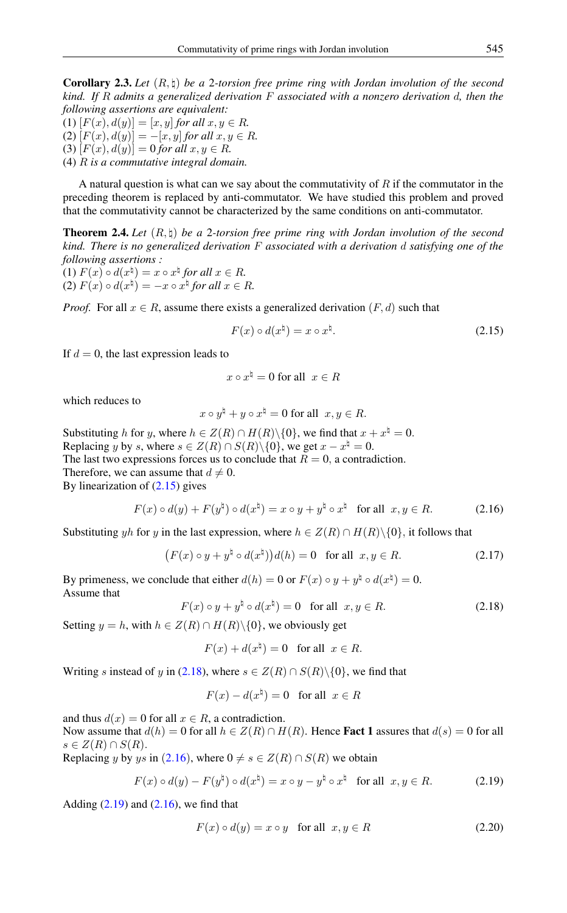**Corollary 2.3.** *Let $(R, \natural)$ be a 2-torsion free prime ring with Jordan involution of the second kind. If $R$ admits a generalized derivation $F$ associated with a nonzero derivation $d$, then the following assertions are equivalent:*
(1) $[F(x), d(y)] = [x, y]$ *for all* $x, y \in R$.
(2) $[F(x), d(y)] = -[x, y]$ *for all* $x, y \in R$.
(3) $[F(x), d(y)] = 0$ *for all* $x, y \in R$.
(4) *$R$ is a commutative integral domain.*

A natural question is what can we say about the commutativity of $R$ if the commutator in the preceding theorem is replaced by anti-commutator. We have studied this problem and proved that the commutativity cannot be characterized by the same conditions on anti-commutator.

**Theorem 2.4.** *Let $(R, \natural)$ be a 2-torsion free prime ring with Jordan involution of the second kind. There is no generalized derivation $F$ associated with a derivation $d$ satisfying one of the following assertions :*
(1) $F(x) \circ d(x^\natural) = x \circ x^\natural$ *for all* $x \in R$.
(2) $F(x) \circ d(x^\natural) = -x \circ x^\natural$ *for all* $x \in R$.

*Proof.* For all $x \in R$, assume there exists a generalized derivation $(F, d)$ such that

$$F(x) \circ d(x^\natural) = x \circ x^\natural. \tag{2.15}$$

If $d = 0$, the last expression leads to

$$x \circ x^\natural = 0 \text{ for all } x \in R$$

which reduces to

$$x \circ y^\natural + y \circ x^\natural = 0 \text{ for all } x, y \in R.$$

Substituting $h$ for $y$, where $h \in Z(R) \cap H(R) \backslash \{0\}$, we find that $x + x^\natural = 0$.
Replacing $y$ by $s$, where $s \in Z(R) \cap S(R) \backslash \{0\}$, we get $x - x^\natural = 0$.
The last two expressions forces us to conclude that $R = 0$, a contradiction.
Therefore, we can assume that $d \neq 0$.
By linearization of (2.15) gives

$$F(x) \circ d(y) + F(y^\natural) \circ d(x^\natural) = x \circ y + y^\natural \circ x^\natural \quad \text{for all } x, y \in R. \tag{2.16}$$

Substituting $yh$ for $y$ in the last expression, where $h \in Z(R) \cap H(R) \backslash \{0\}$, it follows that

$$\big(F(x) \circ y + y^\natural \circ d(x^\natural)\big) d(h) = 0 \quad \text{for all } x, y \in R. \tag{2.17}$$

By primeness, we conclude that either $d(h) = 0$ or $F(x) \circ y + y^\natural \circ d(x^\natural) = 0$.
Assume that

$$F(x) \circ y + y^\natural \circ d(x^\natural) = 0 \quad \text{for all } x, y \in R. \tag{2.18}$$

Setting $y = h$, with $h \in Z(R) \cap H(R) \backslash \{0\}$, we obviously get

$$F(x) + d(x^\natural) = 0 \quad \text{for all } x \in R.$$

Writing $s$ instead of $y$ in (2.18), where $s \in Z(R) \cap S(R) \backslash \{0\}$, we find that

$$F(x) - d(x^\natural) = 0 \quad \text{for all } x \in R$$

and thus $d(x) = 0$ for all $x \in R$, a contradiction.
Now assume that $d(h) = 0$ for all $h \in Z(R) \cap H(R)$. Hence **Fact 1** assures that $d(s) = 0$ for all $s \in Z(R) \cap S(R)$.
Replacing $y$ by $ys$ in (2.16), where $0 \neq s \in Z(R) \cap S(R)$ we obtain

$$F(x) \circ d(y) - F(y^\natural) \circ d(x^\natural) = x \circ y - y^\natural \circ x^\natural \quad \text{for all } x, y \in R. \tag{2.19}$$

Adding (2.19) and (2.16), we find that

$$F(x) \circ d(y) = x \circ y \quad \text{for all } x, y \in R \tag{2.20}$$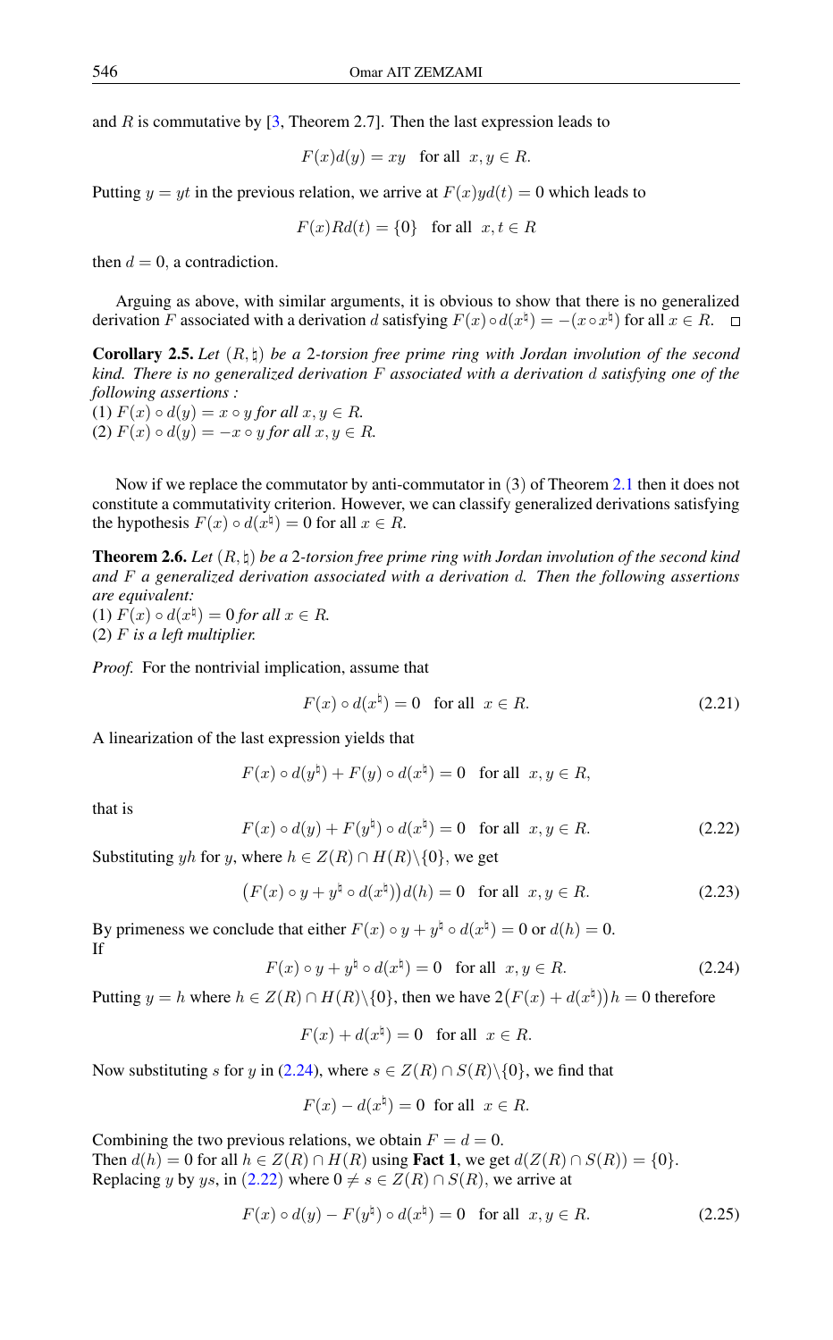and $R$ is commutative by [3, Theorem 2.7]. Then the last expression leads to

$$F(x)d(y) = xy \quad \text{for all} \;\; x, y \in R.$$

Putting $y = yt$ in the previous relation, we arrive at $F(x)yd(t) = 0$ which leads to

$$F(x)Rd(t) = \{0\} \quad \text{for all} \;\; x, t \in R$$

then $d = 0$, a contradiction.

Arguing as above, with similar arguments, it is obvious to show that there is no generalized derivation $F$ associated with a derivation $d$ satisfying $F(x) \circ d(x^\natural) = -(x \circ x^\natural)$ for all $x \in R$. $\square$

**Corollary 2.5.** *Let $(R, \natural)$ be a 2-torsion free prime ring with Jordan involution of the second kind. There is no generalized derivation $F$ associated with a derivation $d$ satisfying one of the following assertions :*
*(1) $F(x) \circ d(y) = x \circ y$ for all $x, y \in R$.*
*(2) $F(x) \circ d(y) = -x \circ y$ for all $x, y \in R$.*

Now if we replace the commutator by anti-commutator in (3) of Theorem 2.1 then it does not constitute a commutativity criterion. However, we can classify generalized derivations satisfying the hypothesis $F(x) \circ d(x^\natural) = 0$ for all $x \in R$.

**Theorem 2.6.** *Let $(R, \natural)$ be a 2-torsion free prime ring with Jordan involution of the second kind and $F$ a generalized derivation associated with a derivation $d$. Then the following assertions are equivalent:*
*(1) $F(x) \circ d(x^\natural) = 0$ for all $x \in R$.*
*(2) $F$ is a left multiplier.*

*Proof.* For the nontrivial implication, assume that

$$F(x) \circ d(x^\natural) = 0 \quad \text{for all} \;\; x \in R. \tag{2.21}$$

A linearization of the last expression yields that

$$F(x) \circ d(y^\natural) + F(y) \circ d(x^\natural) = 0 \quad \text{for all} \;\; x, y \in R,$$

that is

$$F(x) \circ d(y) + F(y^\natural) \circ d(x^\natural) = 0 \quad \text{for all} \;\; x, y \in R. \tag{2.22}$$

Substituting $yh$ for $y$, where $h \in Z(R) \cap H(R) \backslash \{0\}$, we get

$$\big(F(x) \circ y + y^\natural \circ d(x^\natural)\big)d(h) = 0 \quad \text{for all} \;\; x, y \in R. \tag{2.23}$$

By primeness we conclude that either $F(x) \circ y + y^\natural \circ d(x^\natural) = 0$ or $d(h) = 0$.
If

$$F(x) \circ y + y^\natural \circ d(x^\natural) = 0 \quad \text{for all} \;\; x, y \in R. \tag{2.24}$$

Putting $y = h$ where $h \in Z(R) \cap H(R) \backslash \{0\}$, then we have $2\big(F(x) + d(x^\natural)\big)h = 0$ therefore

$$F(x) + d(x^\natural) = 0 \quad \text{for all} \;\; x \in R.$$

Now substituting $s$ for $y$ in (2.24), where $s \in Z(R) \cap S(R) \backslash \{0\}$, we find that

$$F(x) - d(x^\natural) = 0 \;\; \text{for all} \;\; x \in R.$$

Combining the two previous relations, we obtain $F = d = 0$.
Then $d(h) = 0$ for all $h \in Z(R) \cap H(R)$ using **Fact 1**, we get $d(Z(R) \cap S(R)) = \{0\}$.
Replacing $y$ by $ys$, in (2.22) where $0 \neq s \in Z(R) \cap S(R)$, we arrive at

$$F(x) \circ d(y) - F(y^\natural) \circ d(x^\natural) = 0 \quad \text{for all} \;\; x, y \in R. \tag{2.25}$$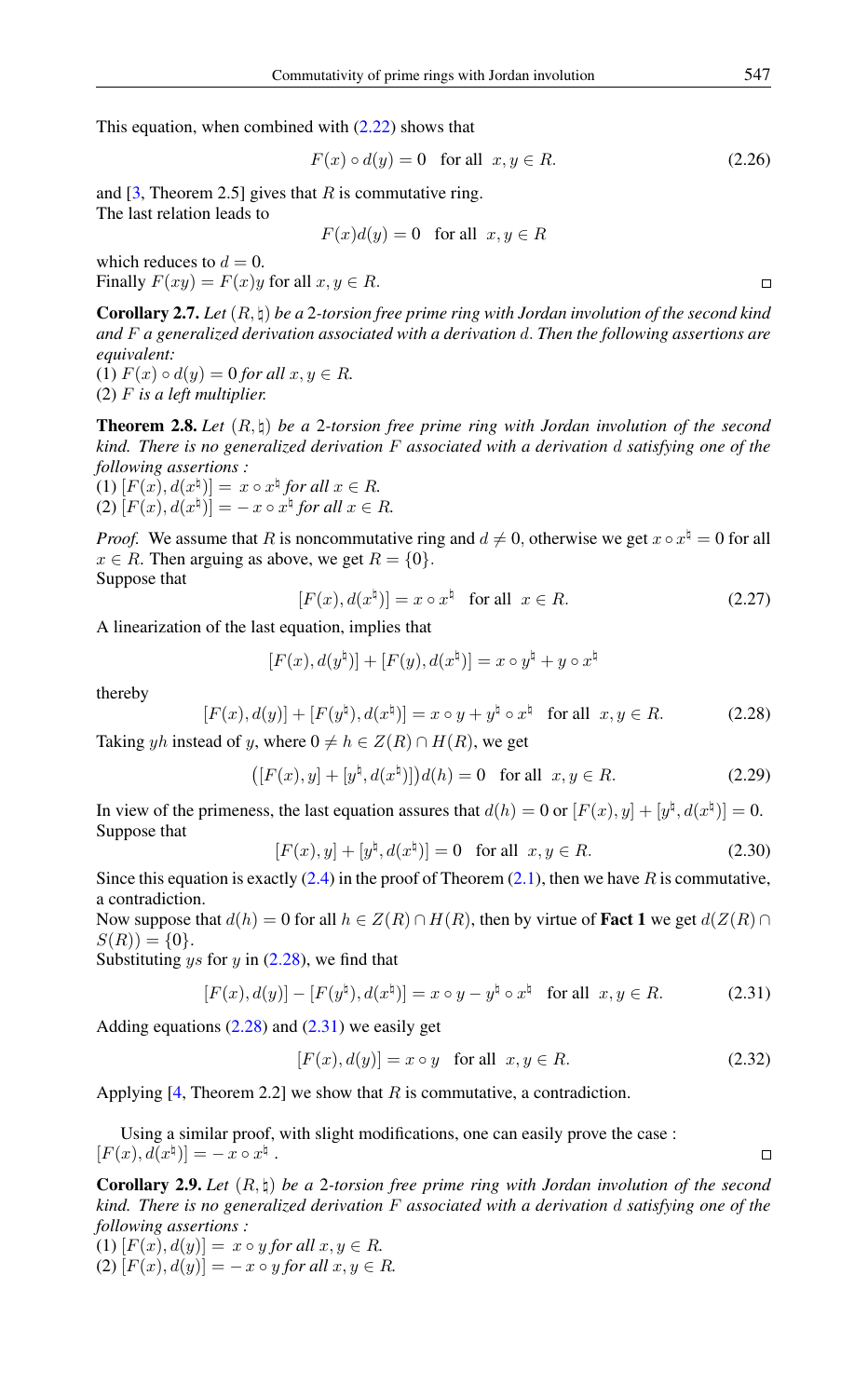This equation, when combined with (2.22) shows that

$$F(x) \circ d(y) = 0 \quad \text{for all} \;\; x, y \in R. \tag{2.26}$$

and [3, Theorem 2.5] gives that $R$ is commutative ring.
The last relation leads to

$$F(x)d(y) = 0 \quad \text{for all} \;\; x, y \in R$$

which reduces to $d = 0$.
Finally $F(xy) = F(x)y$ for all $x, y \in R$. ◻

**Corollary 2.7.** *Let $(R, \natural)$ be a 2-torsion free prime ring with Jordan involution of the second kind and $F$ a generalized derivation associated with a derivation $d$. Then the following assertions are equivalent:*
(1) $F(x) \circ d(y) = 0$ *for all $x, y \in R$.*
(2) *$F$ is a left multiplier.*

**Theorem 2.8.** *Let $(R, \natural)$ be a 2-torsion free prime ring with Jordan involution of the second kind. There is no generalized derivation $F$ associated with a derivation $d$ satisfying one of the following assertions :*
(1) $[F(x), d(x^\natural)] = \; x \circ x^\natural$ *for all $x \in R$.*
(2) $[F(x), d(x^\natural)] = -\, x \circ x^\natural$ *for all $x \in R$.*

*Proof.* We assume that $R$ is noncommutative ring and $d \neq 0$, otherwise we get $x \circ x^\natural = 0$ for all $x \in R$. Then arguing as above, we get $R = \{0\}$.
Suppose that

$$[F(x), d(x^\natural)] = x \circ x^\natural \quad \text{for all} \;\; x \in R. \tag{2.27}$$

A linearization of the last equation, implies that

$$[F(x), d(y^\natural)] + [F(y), d(x^\natural)] = x \circ y^\natural + y \circ x^\natural$$

thereby

$$[F(x), d(y)] + [F(y^\natural), d(x^\natural)] = x \circ y + y^\natural \circ x^\natural \quad \text{for all} \;\; x, y \in R. \tag{2.28}$$

Taking $yh$ instead of $y$, where $0 \neq h \in Z(R) \cap H(R)$, we get

$$\big([F(x), y] + [y^\natural, d(x^\natural)]\big)d(h) = 0 \quad \text{for all} \;\; x, y \in R. \tag{2.29}$$

In view of the primeness, the last equation assures that $d(h) = 0$ or $[F(x), y] + [y^\natural, d(x^\natural)] = 0$.
Suppose that

$$[F(x), y] + [y^\natural, d(x^\natural)] = 0 \quad \text{for all} \;\; x, y \in R. \tag{2.30}$$

Since this equation is exactly (2.4) in the proof of Theorem (2.1), then we have $R$ is commutative, a contradiction.
Now suppose that $d(h) = 0$ for all $h \in Z(R) \cap H(R)$, then by virtue of **Fact 1** we get $d(Z(R) \cap S(R)) = \{0\}$.
Substituting $ys$ for $y$ in (2.28), we find that

$$[F(x), d(y)] - [F(y^\natural), d(x^\natural)] = x \circ y - y^\natural \circ x^\natural \quad \text{for all} \;\; x, y \in R. \tag{2.31}$$

Adding equations (2.28) and (2.31) we easily get

$$[F(x), d(y)] = x \circ y \quad \text{for all} \;\; x, y \in R. \tag{2.32}$$

Applying [4, Theorem 2.2] we show that $R$ is commutative, a contradiction.

Using a similar proof, with slight modifications, one can easily prove the case : $[F(x), d(x^\natural)] = -\, x \circ x^\natural$ . ◻

**Corollary 2.9.** *Let $(R, \natural)$ be a 2-torsion free prime ring with Jordan involution of the second kind. There is no generalized derivation $F$ associated with a derivation $d$ satisfying one of the following assertions :*
(1) $[F(x), d(y)] = \; x \circ y$ *for all $x, y \in R$.*
(2) $[F(x), d(y)] = -\, x \circ y$ *for all $x, y \in R$.*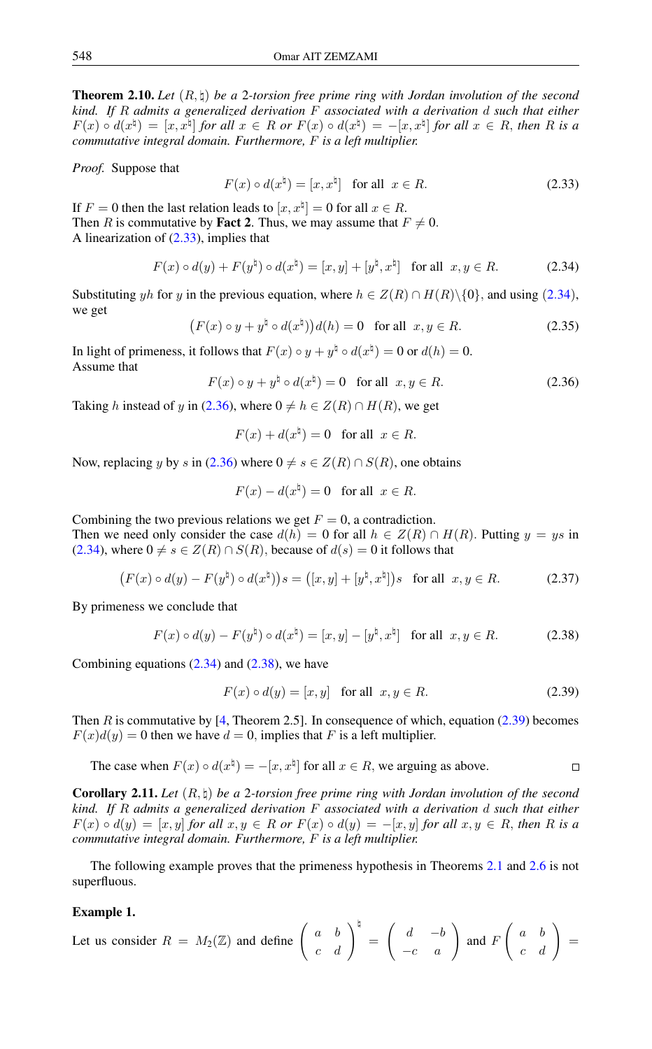**Theorem 2.10.** *Let $(R, \natural)$ be a 2-torsion free prime ring with Jordan involution of the second kind. If $R$ admits a generalized derivation $F$ associated with a derivation $d$ such that either $F(x) \circ d(x^\natural) = [x, x^\natural]$ for all $x \in R$ or $F(x) \circ d(x^\natural) = -[x, x^\natural]$ for all $x \in R$, then $R$ is a commutative integral domain. Furthermore, $F$ is a left multiplier.*

*Proof.* Suppose that

$$F(x) \circ d(x^\natural) = [x, x^\natural] \quad \text{for all } \ x \in R. \tag{2.33}$$

If $F = 0$ then the last relation leads to $[x, x^\natural] = 0$ for all $x \in R$.
Then $R$ is commutative by **Fact 2**. Thus, we may assume that $F \neq 0$.
A linearization of (2.33), implies that

$$F(x) \circ d(y) + F(y^\natural) \circ d(x^\natural) = [x, y] + [y^\natural, x^\natural] \quad \text{for all } \ x, y \in R. \tag{2.34}$$

Substituting $yh$ for $y$ in the previous equation, where $h \in Z(R) \cap H(R) \backslash \{0\}$, and using (2.34), we get

$$\big(F(x) \circ y + y^\natural \circ d(x^\natural)\big) d(h) = 0 \quad \text{for all } \ x, y \in R. \tag{2.35}$$

In light of primeness, it follows that $F(x) \circ y + y^\natural \circ d(x^\natural) = 0$ or $d(h) = 0$.
Assume that

$$F(x) \circ y + y^\natural \circ d(x^\natural) = 0 \quad \text{for all } \ x, y \in R. \tag{2.36}$$

Taking $h$ instead of $y$ in (2.36), where $0 \neq h \in Z(R) \cap H(R)$, we get

$$F(x) + d(x^\natural) = 0 \quad \text{for all } \ x \in R.$$

Now, replacing $y$ by $s$ in (2.36) where $0 \neq s \in Z(R) \cap S(R)$, one obtains

$$F(x) - d(x^\natural) = 0 \quad \text{for all } \ x \in R.$$

Combining the two previous relations we get $F = 0$, a contradiction.
Then we need only consider the case $d(h) = 0$ for all $h \in Z(R) \cap H(R)$. Putting $y = ys$ in (2.34), where $0 \neq s \in Z(R) \cap S(R)$, because of $d(s) = 0$ it follows that

$$\big(F(x) \circ d(y) - F(y^\natural) \circ d(x^\natural)\big) s = \big([x, y] + [y^\natural, x^\natural]\big) s \quad \text{for all } \ x, y \in R. \tag{2.37}$$

By primeness we conclude that

$$F(x) \circ d(y) - F(y^\natural) \circ d(x^\natural) = [x, y] - [y^\natural, x^\natural] \quad \text{for all } \ x, y \in R. \tag{2.38}$$

Combining equations (2.34) and (2.38), we have

$$F(x) \circ d(y) = [x, y] \quad \text{for all } \ x, y \in R. \tag{2.39}$$

Then $R$ is commutative by [4, Theorem 2.5]. In consequence of which, equation (2.39) becomes $F(x)d(y) = 0$ then we have $d = 0$, implies that $F$ is a left multiplier.

The case when $F(x) \circ d(x^\natural) = -[x, x^\natural]$ for all $x \in R$, we arguing as above. $\square$

**Corollary 2.11.** *Let $(R, \natural)$ be a 2-torsion free prime ring with Jordan involution of the second kind. If $R$ admits a generalized derivation $F$ associated with a derivation $d$ such that either $F(x) \circ d(y) = [x, y]$ for all $x, y \in R$ or $F(x) \circ d(y) = -[x, y]$ for all $x, y \in R$, then $R$ is a commutative integral domain. Furthermore, $F$ is a left multiplier.*

The following example proves that the primeness hypothesis in Theorems 2.1 and 2.6 is not superfluous.

**Example 1.**

Let us consider $R = M_2(\mathbb{Z})$ and define $\begin{pmatrix} a & b \\ c & d \end{pmatrix}^\natural = \begin{pmatrix} d & -b \\ -c & a \end{pmatrix}$ and $F \begin{pmatrix} a & b \\ c & d \end{pmatrix} =$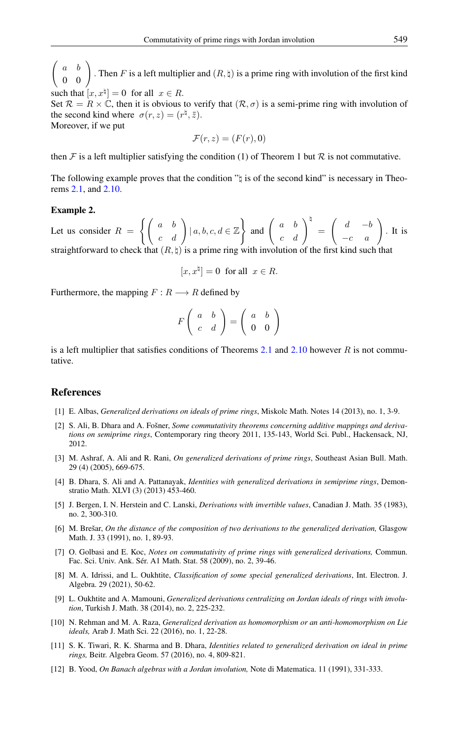$\begin{pmatrix} a & b \\ 0 & 0 \end{pmatrix}$. Then $F$ is a left multiplier and $(R, \natural)$ is a prime ring with involution of the first kind such that $[x, x^{\natural}] = 0$ for all $x \in R$.
Set $\mathcal{R} = R \times \mathbb{C}$, then it is obvious to verify that $(\mathcal{R}, \sigma)$ is a semi-prime ring with involution of the second kind where $\sigma(r, z) = (r^{\natural}, \bar{z})$.
Moreover, if we put

$$\mathcal{F}(r, z) = (F(r), 0)$$

then $\mathcal{F}$ is a left multiplier satisfying the condition (1) of Theorem 1 but $\mathcal{R}$ is not commutative.

The following example proves that the condition "$\natural$ is of the second kind" is necessary in Theorems 2.1, and 2.10.

**Example 2.**

Let us consider $R = \left\{ \begin{pmatrix} a & b \\ c & d \end{pmatrix} \mid a, b, c, d \in \mathbb{Z} \right\}$ and $\begin{pmatrix} a & b \\ c & d \end{pmatrix}^{\natural} = \begin{pmatrix} d & -b \\ -c & a \end{pmatrix}$. It is straightforward to check that $(R, \natural)$ is a prime ring with involution of the first kind such that

$$[x, x^{\natural}] = 0 \ \text{ for all } \ x \in R.$$

Furthermore, the mapping $F : R \longrightarrow R$ defined by

$$F \begin{pmatrix} a & b \\ c & d \end{pmatrix} = \begin{pmatrix} a & b \\ 0 & 0 \end{pmatrix}$$

is a left multiplier that satisfies conditions of Theorems 2.1 and 2.10 however $R$ is not commutative.

## References

[1] E. Albas, *Generalized derivations on ideals of prime rings*, Miskolc Math. Notes 14 (2013), no. 1, 3-9.

[2] S. Ali, B. Dhara and A. Fošner, *Some commutativity theorems concerning additive mappings and derivations on semiprime rings*, Contemporary ring theory 2011, 135-143, World Sci. Publ., Hackensack, NJ, 2012.

[3] M. Ashraf, A. Ali and R. Rani, *On generalized derivations of prime rings*, Southeast Asian Bull. Math. 29 (4) (2005), 669-675.

[4] B. Dhara, S. Ali and A. Pattanayak, *Identities with generalized derivations in semiprime rings*, Demonstratio Math. XLVI (3) (2013) 453-460.

[5] J. Bergen, I. N. Herstein and C. Lanski, *Derivations with invertible values*, Canadian J. Math. 35 (1983), no. 2, 300-310.

[6] M. Brešar, *On the distance of the composition of two derivations to the generalized derivation,* Glasgow Math. J. 33 (1991), no. 1, 89-93.

[7] O. Golbasi and E. Koc, *Notes on commutativity of prime rings with generalized derivations,* Commun. Fac. Sci. Univ. Ank. Sér. A1 Math. Stat. 58 (2009), no. 2, 39-46.

[8] M. A. Idrissi, and L. Oukhtite, *Classification of some special generalized derivations*, Int. Electron. J. Algebra. 29 (2021), 50-62.

[9] L. Oukhtite and A. Mamouni, *Generalized derivations centralizing on Jordan ideals of rings with involution*, Turkish J. Math. 38 (2014), no. 2, 225-232.

[10] N. Rehman and M. A. Raza, *Generalized derivation as homomorphism or an anti-homomorphism on Lie ideals,* Arab J. Math Sci. 22 (2016), no. 1, 22-28.

[11] S. K. Tiwari, R. K. Sharma and B. Dhara, *Identities related to generalized derivation on ideal in prime rings,* Beitr. Algebra Geom. 57 (2016), no. 4, 809-821.

[12] B. Yood, *On Banach algebras with a Jordan involution,* Note di Matematica. 11 (1991), 331-333.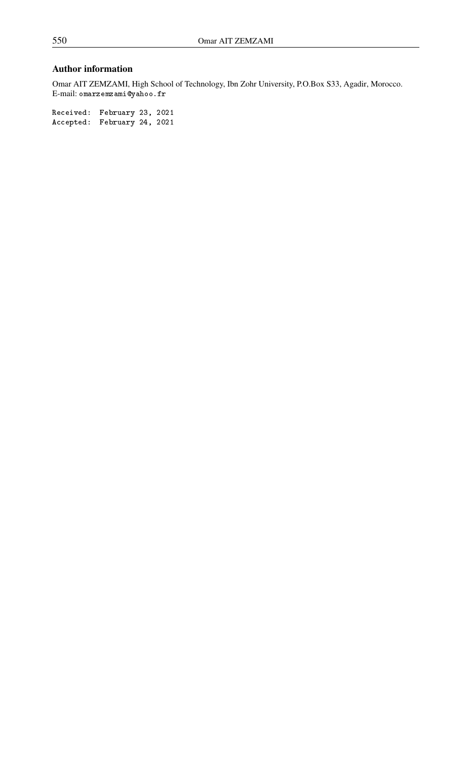### Author information

Omar AIT ZEMZAMI, High School of Technology, Ibn Zohr University, P.O.Box S33, Agadir, Morocco.
E-mail: omarzemzami@yahoo.fr

Received: February 23, 2021
Accepted: February 24, 2021